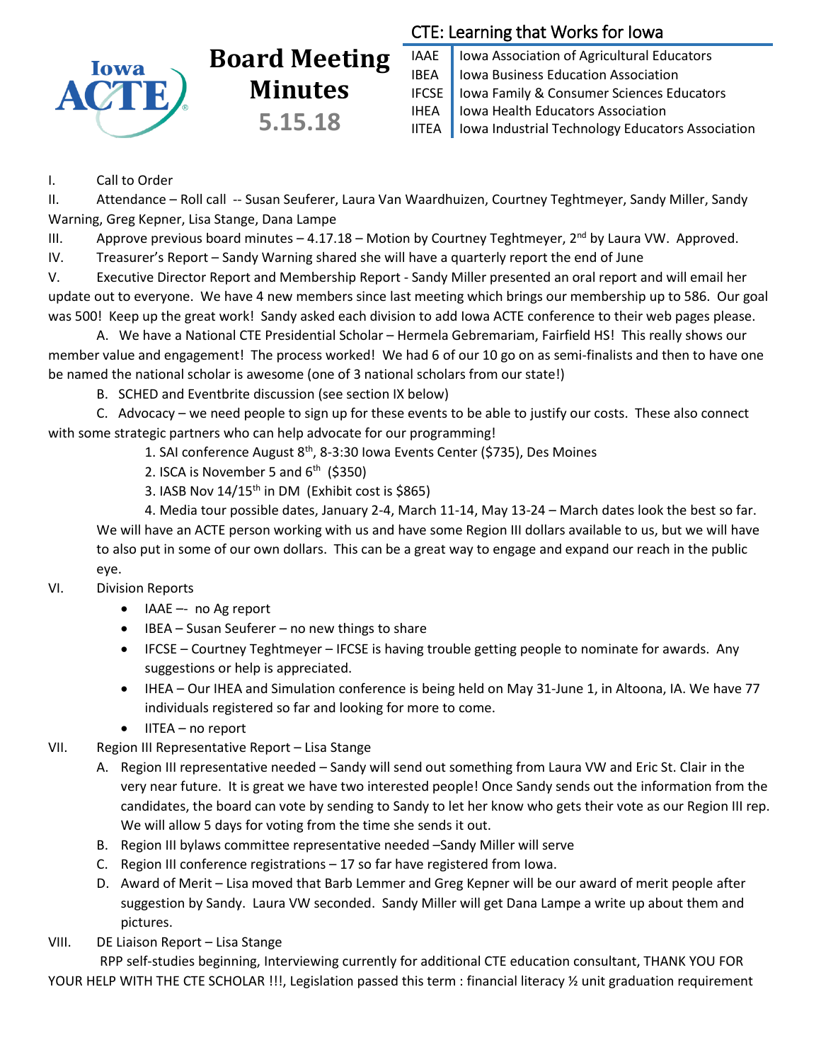# Board Meeting Minutes

**5.15.18**

**CTE: Learning that Works for Iowa**

| | |
|---|---|
| IAAE | Iowa Association of Agricultural Educators |
| IBEA | Iowa Business Education Association |
| IFCSE | Iowa Family & Consumer Sciences Educators |
| IHEA | Iowa Health Educators Association |
| IITEA | Iowa Industrial Technology Educators Association |

I. Call to Order

II. Attendance – Roll call -- Susan Seuferer, Laura Van Waardhuizen, Courtney Teghtmeyer, Sandy Miller, Sandy Warning, Greg Kepner, Lisa Stange, Dana Lampe

III. Approve previous board minutes – 4.17.18 – Motion by Courtney Teghtmeyer, 2nd by Laura VW. Approved.

IV. Treasurer's Report – Sandy Warning shared she will have a quarterly report the end of June

V. Executive Director Report and Membership Report - Sandy Miller presented an oral report and will email her update out to everyone. We have 4 new members since last meeting which brings our membership up to 586. Our goal was 500! Keep up the great work! Sandy asked each division to add Iowa ACTE conference to their web pages please.

A. We have a National CTE Presidential Scholar – Hermela Gebremariam, Fairfield HS! This really shows our member value and engagement! The process worked! We had 6 of our 10 go on as semi-finalists and then to have one be named the national scholar is awesome (one of 3 national scholars from our state!)

B. SCHED and Eventbrite discussion (see section IX below)

C. Advocacy – we need people to sign up for these events to be able to justify our costs. These also connect with some strategic partners who can help advocate for our programming!

1. SAI conference August 8th, 8-3:30 Iowa Events Center ($735), Des Moines
2. ISCA is November 5 and 6th ($350)
3. IASB Nov 14/15th in DM (Exhibit cost is $865)
4. Media tour possible dates, January 2-4, March 11-14, May 13-24 – March dates look the best so far. We will have an ACTE person working with us and have some Region III dollars available to us, but we will have to also put in some of our own dollars. This can be a great way to engage and expand our reach in the public eye.

VI. Division Reports

- IAAE –- no Ag report
- IBEA – Susan Seuferer – no new things to share
- IFCSE – Courtney Teghtmeyer – IFCSE is having trouble getting people to nominate for awards. Any suggestions or help is appreciated.
- IHEA – Our IHEA and Simulation conference is being held on May 31-June 1, in Altoona, IA. We have 77 individuals registered so far and looking for more to come.
- IITEA – no report

VII. Region III Representative Report – Lisa Stange

A. Region III representative needed – Sandy will send out something from Laura VW and Eric St. Clair in the very near future. It is great we have two interested people! Once Sandy sends out the information from the candidates, the board can vote by sending to Sandy to let her know who gets their vote as our Region III rep. We will allow 5 days for voting from the time she sends it out.

B. Region III bylaws committee representative needed –Sandy Miller will serve

C. Region III conference registrations – 17 so far have registered from Iowa.

D. Award of Merit – Lisa moved that Barb Lemmer and Greg Kepner will be our award of merit people after suggestion by Sandy. Laura VW seconded. Sandy Miller will get Dana Lampe a write up about them and pictures.

VIII. DE Liaison Report – Lisa Stange

RPP self-studies beginning, Interviewing currently for additional CTE education consultant, THANK YOU FOR YOUR HELP WITH THE CTE SCHOLAR !!!, Legislation passed this term : financial literacy ½ unit graduation requirement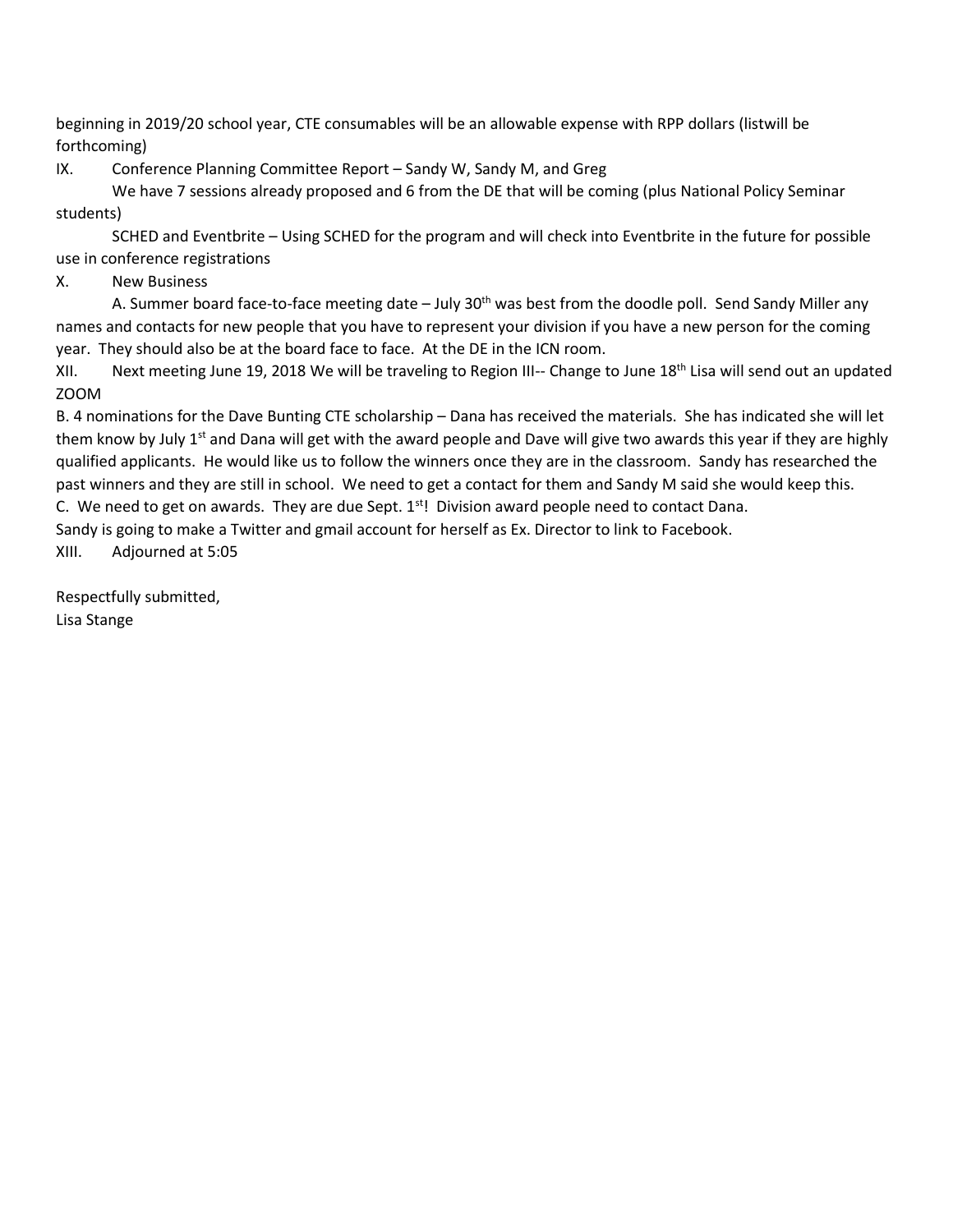beginning in 2019/20 school year, CTE consumables will be an allowable expense with RPP dollars (listwill be forthcoming)

IX. Conference Planning Committee Report – Sandy W, Sandy M, and Greg

We have 7 sessions already proposed and 6 from the DE that will be coming (plus National Policy Seminar students)

SCHED and Eventbrite – Using SCHED for the program and will check into Eventbrite in the future for possible use in conference registrations

X. New Business

A. Summer board face-to-face meeting date – July 30th was best from the doodle poll. Send Sandy Miller any names and contacts for new people that you have to represent your division if you have a new person for the coming year. They should also be at the board face to face. At the DE in the ICN room.

XII. Next meeting June 19, 2018 We will be traveling to Region III-- Change to June 18th Lisa will send out an updated ZOOM

B. 4 nominations for the Dave Bunting CTE scholarship – Dana has received the materials. She has indicated she will let them know by July 1st and Dana will get with the award people and Dave will give two awards this year if they are highly qualified applicants. He would like us to follow the winners once they are in the classroom. Sandy has researched the past winners and they are still in school. We need to get a contact for them and Sandy M said she would keep this.

C. We need to get on awards. They are due Sept. 1st! Division award people need to contact Dana.

Sandy is going to make a Twitter and gmail account for herself as Ex. Director to link to Facebook.

XIII. Adjourned at 5:05

Respectfully submitted,
Lisa Stange